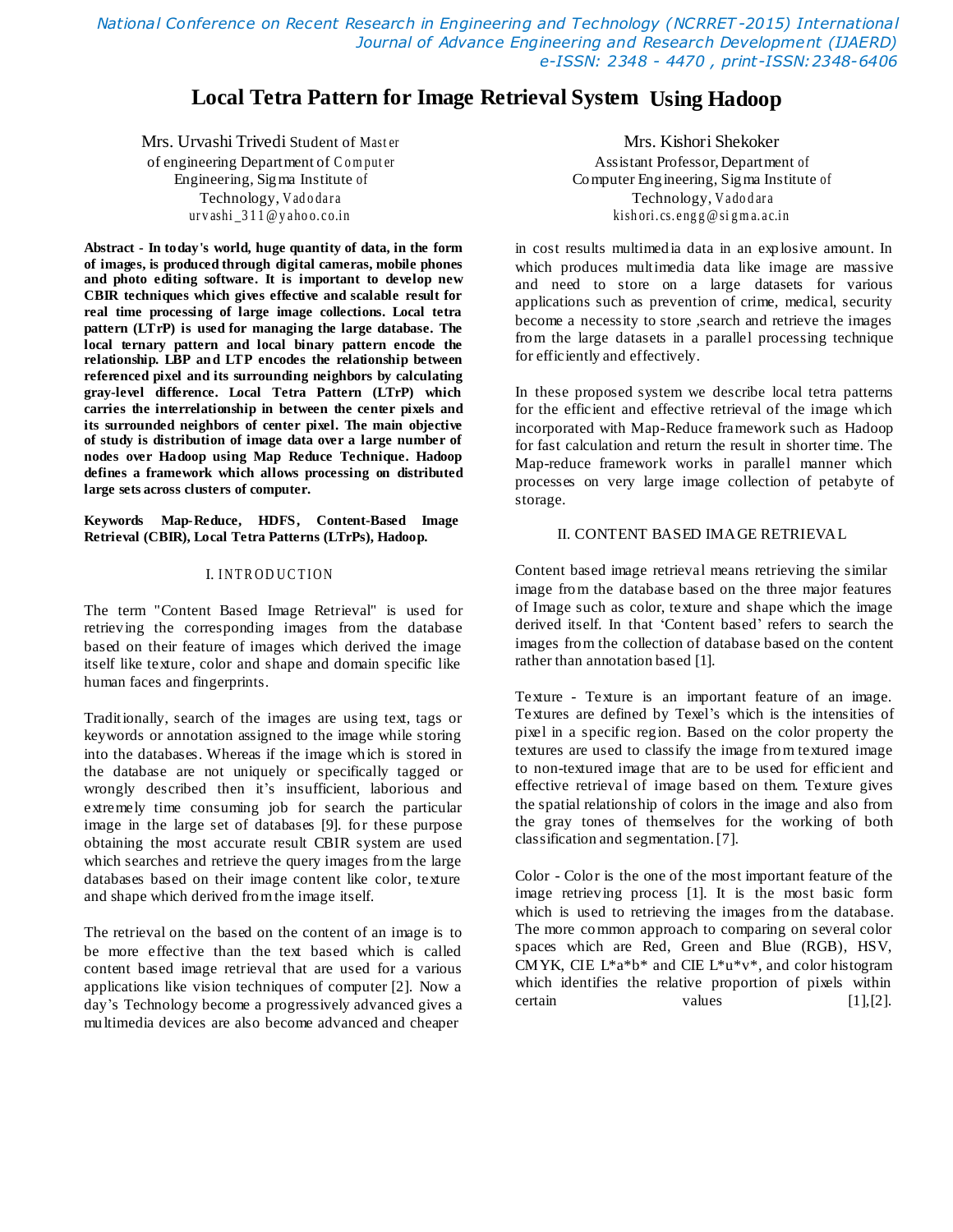# Local Tetra Pattern for Image Retrieval System Using Hadoop

Mrs. Urvashi Trivedi Student of Master of engineering Department of Computer Engineering, Sigma Institute of Technology, Vadodara
urvashi_311@yahoo.co.in

Mrs. Kishori Shekoker
Assistant Professor, Department of Computer Engineering, Sigma Institute of Technology, Vadodara
kishori.cs.engg@sigma.ac.in

**Abstract - In today's world, huge quantity of data, in the form of images, is produced through digital cameras, mobile phones and photo editing software. It is important to develop new CBIR techniques which gives effective and scalable result for real time processing of large image collections. Local tetra pattern (LTrP) is used for managing the large database. The local ternary pattern and local binary pattern encode the relationship. LBP and LTP encodes the relationship between referenced pixel and its surrounding neighbors by calculating gray-level difference. Local Tetra Pattern (LTrP) which carries the interrelationship in between the center pixels and its surrounded neighbors of center pixel. The main objective of study is distribution of image data over a large number of nodes over Hadoop using Map Reduce Technique. Hadoop defines a framework which allows processing on distributed large sets across clusters of computer.**

**Keywords Map-Reduce, HDFS, Content-Based Image Retrieval (CBIR), Local Tetra Patterns (LTrPs), Hadoop.**

## I. INTRODUCTION

The term "Content Based Image Retrieval" is used for retrieving the corresponding images from the database based on their feature of images which derived the image itself like texture, color and shape and domain specific like human faces and fingerprints.

Traditionally, search of the images are using text, tags or keywords or annotation assigned to the image while storing into the databases. Whereas if the image which is stored in the database are not uniquely or specifically tagged or wrongly described then it's insufficient, laborious and extremely time consuming job for search the particular image in the large set of databases [9]. for these purpose obtaining the most accurate result CBIR system are used which searches and retrieve the query images from the large databases based on their image content like color, texture and shape which derived from the image itself.

The retrieval on the based on the content of an image is to be more effective than the text based which is called content based image retrieval that are used for a various applications like vision techniques of computer [2]. Now a day's Technology become a progressively advanced gives a multimedia devices are also become advanced and cheaper in cost results multimedia data in an explosive amount. In which produces multimedia data like image are massive and need to store on a large datasets for various applications such as prevention of crime, medical, security become a necessity to store ,search and retrieve the images from the large datasets in a parallel processing technique for efficiently and effectively.

In these proposed system we describe local tetra patterns for the efficient and effective retrieval of the image which incorporated with Map-Reduce framework such as Hadoop for fast calculation and return the result in shorter time. The Map-reduce framework works in parallel manner which processes on very large image collection of petabyte of storage.

## II. CONTENT BASED IMAGE RETRIEVAL

Content based image retrieval means retrieving the similar image from the database based on the three major features of Image such as color, texture and shape which the image derived itself. In that 'Content based' refers to search the images from the collection of database based on the content rather than annotation based [1].

Texture - Texture is an important feature of an image. Textures are defined by Texel's which is the intensities of pixel in a specific region. Based on the color property the textures are used to classify the image from textured image to non-textured image that are to be used for efficient and effective retrieval of image based on them. Texture gives the spatial relationship of colors in the image and also from the gray tones of themselves for the working of both classification and segmentation. [7].

Color - Color is the one of the most important feature of the image retrieving process [1]. It is the most basic form which is used to retrieving the images from the database. The more common approach to comparing on several color spaces which are Red, Green and Blue (RGB), HSV, CMYK, CIE L*a*b* and CIE L*u*v*, and color histogram which identifies the relative proportion of pixels within certain values [1],[2].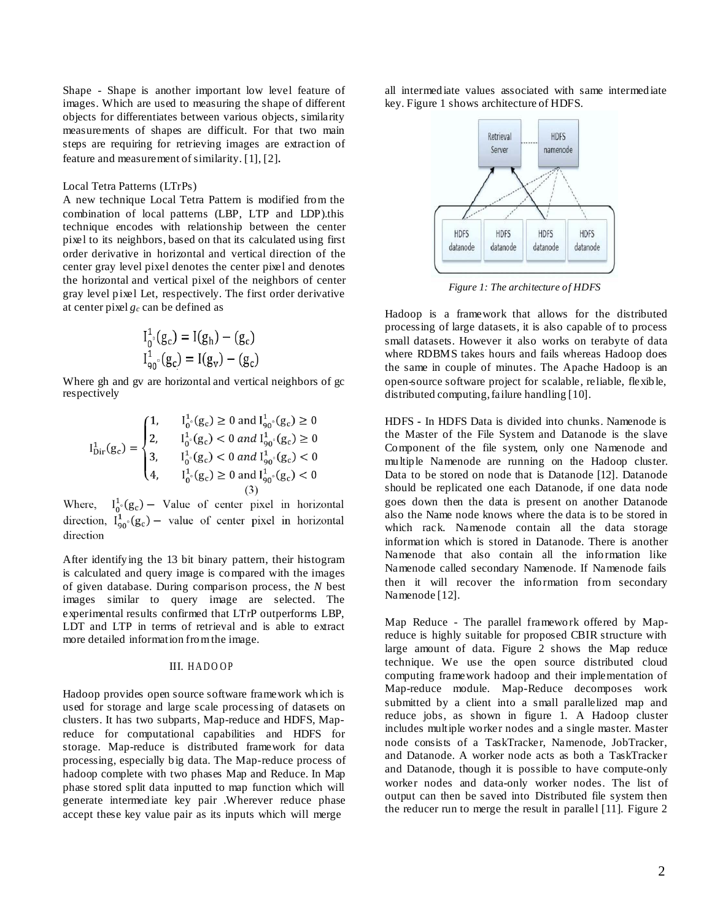Shape - Shape is another important low level feature of images. Which are used to measuring the shape of different objects for differentiates between various objects, similarity measurements of shapes are difficult. For that two main steps are requiring for retrieving images are extraction of feature and measurement of similarity. [1], [2].

Local Tetra Patterns (LTrPs)

A new technique Local Tetra Pattern is modified from the combination of local patterns (LBP, LTP and LDP).this technique encodes with relationship between the center pixel to its neighbors, based on that its calculated using first order derivative in horizontal and vertical direction of the center gray level pixel denotes the center pixel and denotes the horizontal and vertical pixel of the neighbors of center gray level pixel Let, respectively. The first order derivative at center pixel $g_c$ can be defined as

$$I^1_{0^\circ}(g_c) = I(g_h) - (g_c)$$
$$I^1_{90^\circ}(g_c) = I(g_v) - (g_c)$$

Where gh and gv are horizontal and vertical neighbors of gc respectively

$$I^1_{Dir}(g_c) = \begin{cases} 1, & I^1_{0^\circ}(g_c) \geq 0 \text{ and } I^1_{90^\circ}(g_c) \geq 0 \\ 2, & I^1_{0^\circ}(g_c) < 0 \text{ and } I^1_{90^\circ}(g_c) \geq 0 \\ 3, & I^1_{0^\circ}(g_c) < 0 \text{ and } I^1_{90^\circ}(g_c) < 0 \\ 4, & I^1_{0^\circ}(g_c) \geq 0 \text{ and } I^1_{90^\circ}(g_c) < 0 \end{cases} \quad (3)$$

Where, $I^1_{0^\circ}(g_c)$ – Value of center pixel in horizontal direction, $I^1_{90^\circ}(g_c)$ – value of center pixel in horizontal direction

After identifying the 13 bit binary pattern, their histogram is calculated and query image is compared with the images of given database. During comparison process, the *N* best images similar to query image are selected. The experimental results confirmed that LTrP outperforms LBP, LDT and LTP in terms of retrieval and is able to extract more detailed information from the image.

## III. HADOOP

Hadoop provides open source software framework which is used for storage and large scale processing of datasets on clusters. It has two subparts, Map-reduce and HDFS, Map-reduce for computational capabilities and HDFS for storage. Map-reduce is distributed framework for data processing, especially big data. The Map-reduce process of hadoop complete with two phases Map and Reduce. In Map phase stored split data inputted to map function which will generate intermediate key pair .Wherever reduce phase accept these key value pair as its inputs which will merge all intermediate values associated with same intermediate key. Figure 1 shows architecture of HDFS.

*Figure 1: The architecture of HDFS*

Hadoop is a framework that allows for the distributed processing of large datasets, it is also capable of to process small datasets. However it also works on terabyte of data where RDBMS takes hours and fails whereas Hadoop does the same in couple of minutes. The Apache Hadoop is an open-source software project for scalable, reliable, flexible, distributed computing, failure handling [10].

HDFS - In HDFS Data is divided into chunks. Namenode is the Master of the File System and Datanode is the slave Component of the file system, only one Namenode and multiple Namenode are running on the Hadoop cluster. Data to be stored on node that is Datanode [12]. Datanode should be replicated one each Datanode, if one data node goes down then the data is present on another Datanode also the Name node knows where the data is to be stored in which rack. Namenode contain all the data storage information which is stored in Datanode. There is another Namenode that also contain all the information like Namenode called secondary Namenode. If Namenode fails then it will recover the information from secondary Namenode [12].

Map Reduce - The parallel framework offered by Map-reduce is highly suitable for proposed CBIR structure with large amount of data. Figure 2 shows the Map reduce technique. We use the open source distributed cloud computing framework hadoop and their implementation of Map-reduce module. Map-Reduce decomposes work submitted by a client into a small parallelized map and reduce jobs, as shown in figure 1. A Hadoop cluster includes multiple worker nodes and a single master. Master node consists of a TaskTracker, Namenode, JobTracker, and Datanode. A worker node acts as both a TaskTracker and Datanode, though it is possible to have compute-only worker nodes and data-only worker nodes. The list of output can then be saved into Distributed file system then the reducer run to merge the result in parallel [11]. Figure 2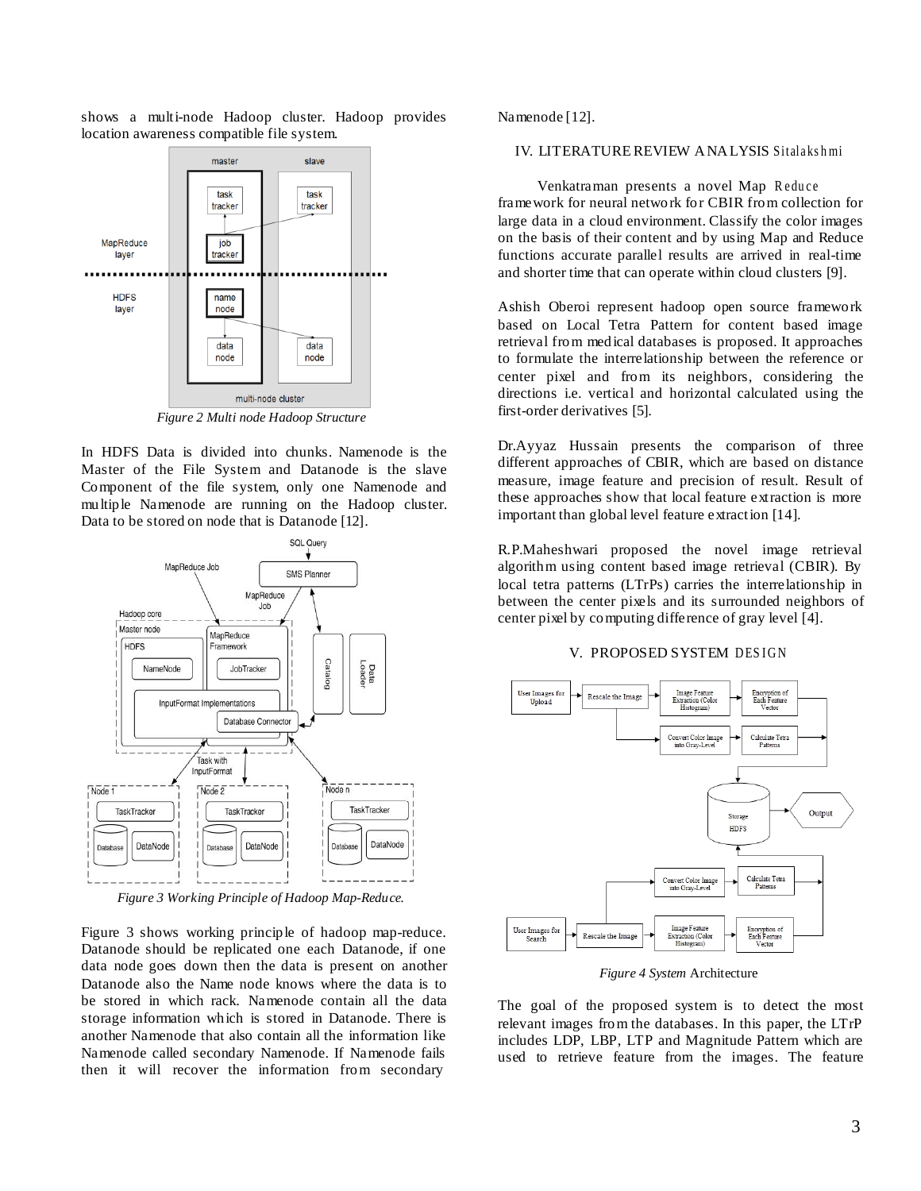shows a multi-node Hadoop cluster. Hadoop provides location awareness compatible file system.

*Figure 2 Multi node Hadoop Structure*

In HDFS Data is divided into chunks. Namenode is the Master of the File System and Datanode is the slave Component of the file system, only one Namenode and multiple Namenode are running on the Hadoop cluster. Data to be stored on node that is Datanode [12].

*Figure 3 Working Principle of Hadoop Map-Reduce.*

Figure 3 shows working principle of hadoop map-reduce. Datanode should be replicated one each Datanode, if one data node goes down then the data is present on another Datanode also the Name node knows where the data is to be stored in which rack. Namenode contain all the data storage information which is stored in Datanode. There is another Namenode that also contain all the information like Namenode called secondary Namenode. If Namenode fails then it will recover the information from secondary Namenode [12].

## IV. LITERATURE REVIEW ANALYSIS Sitalakshmi

Venkatraman presents a novel Map Reduce framework for neural network for CBIR from collection for large data in a cloud environment. Classify the color images on the basis of their content and by using Map and Reduce functions accurate parallel results are arrived in real-time and shorter time that can operate within cloud clusters [9].

Ashish Oberoi represent hadoop open source framework based on Local Tetra Pattern for content based image retrieval from medical databases is proposed. It approaches to formulate the interrelationship between the reference or center pixel and from its neighbors, considering the directions i.e. vertical and horizontal calculated using the first-order derivatives [5].

Dr.Ayyaz Hussain presents the comparison of three different approaches of CBIR, which are based on distance measure, image feature and precision of result. Result of these approaches show that local feature extraction is more important than global level feature extraction [14].

R.P.Maheshwari proposed the novel image retrieval algorithm using content based image retrieval (CBIR). By local tetra patterns (LTrPs) carries the interrelationship in between the center pixels and its surrounded neighbors of center pixel by computing difference of gray level [4].

## V. PROPOSED SYSTEM DESIGN

*Figure 4 System* Architecture

The goal of the proposed system is to detect the most relevant images from the databases. In this paper, the LTrP includes LDP, LBP, LTP and Magnitude Pattern which are used to retrieve feature from the images. The feature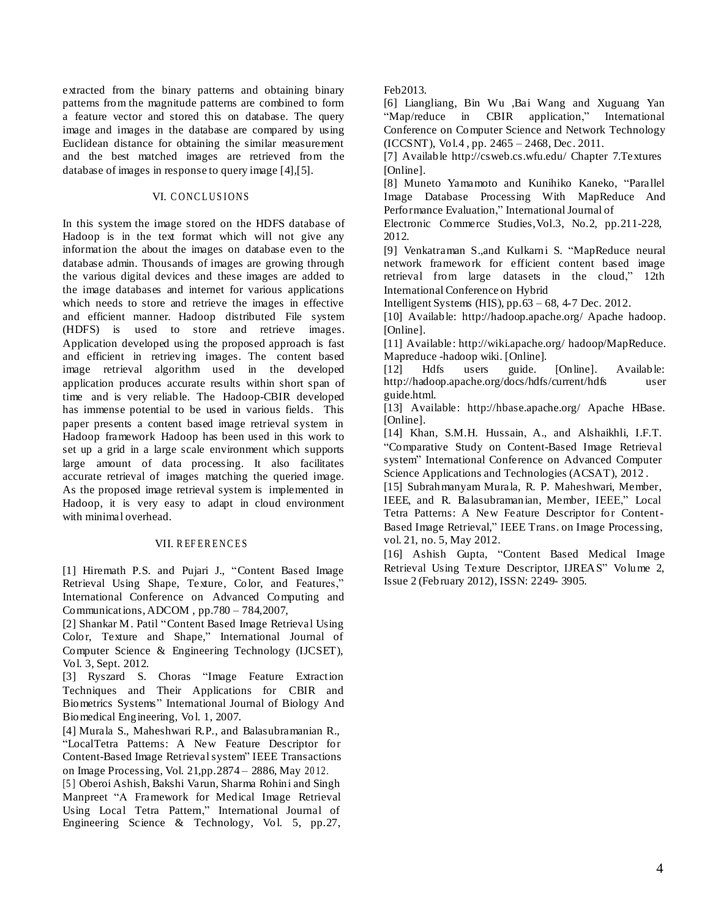extracted from the binary patterns and obtaining binary patterns from the magnitude patterns are combined to form a feature vector and stored this on database. The query image and images in the database are compared by using Euclidean distance for obtaining the similar measurement and the best matched images are retrieved from the database of images in response to query image [4],[5].

## VI. CONCLUSIONS

In this system the image stored on the HDFS database of Hadoop is in the text format which will not give any information the about the images on database even to the database admin. Thousands of images are growing through the various digital devices and these images are added to the image databases and internet for various applications which needs to store and retrieve the images in effective and efficient manner. Hadoop distributed File system (HDFS) is used to store and retrieve images. Application developed using the proposed approach is fast and efficient in retrieving images. The content based image retrieval algorithm used in the developed application produces accurate results within short span of time and is very reliable. The Hadoop-CBIR developed has immense potential to be used in various fields. This paper presents a content based image retrieval system in Hadoop framework Hadoop has been used in this work to set up a grid in a large scale environment which supports large amount of data processing. It also facilitates accurate retrieval of images matching the queried image. As the proposed image retrieval system is implemented in Hadoop, it is very easy to adapt in cloud environment with minimal overhead.

## VII. REFERENCES

[1] Hiremath P.S. and Pujari J., "Content Based Image Retrieval Using Shape, Texture, Color, and Features," International Conference on Advanced Computing and Communications, ADCOM , pp.780 – 784,2007,

[2] Shankar M. Patil "Content Based Image Retrieval Using Color, Texture and Shape," International Journal of Computer Science & Engineering Technology (IJCSET), Vol. 3, Sept. 2012.

[3] Ryszard S. Choras "Image Feature Extraction Techniques and Their Applications for CBIR and Biometrics Systems" International Journal of Biology And Biomedical Engineering, Vol. 1, 2007.

[4] Murala S., Maheshwari R.P., and Balasubramanian R., "LocalTetra Patterns: A New Feature Descriptor for Content-Based Image Retrieval system" IEEE Transactions on Image Processing, Vol. 21,pp.2874 – 2886, May 2012.

[5] Oberoi Ashish, Bakshi Varun, Sharma Rohini and Singh Manpreet "A Framework for Medical Image Retrieval Using Local Tetra Pattern," International Journal of Engineering Science & Technology, Vol. 5, pp.27, Feb2013.

[6] Liangliang, Bin Wu ,Bai Wang and Xuguang Yan "Map/reduce in CBIR application," International Conference on Computer Science and Network Technology (ICCSNT), Vol.4 , pp. 2465 – 2468, Dec. 2011.

[7] Available http://csweb.cs.wfu.edu/ Chapter 7.Textures [Online].

[8] Muneto Yamamoto and Kunihiko Kaneko, "Parallel Image Database Processing With MapReduce And Performance Evaluation," International Journal of Electronic Commerce Studies,Vol.3, No.2, pp.211-228, 2012.

[9] Venkatraman S.,and Kulkarni S. "MapReduce neural network framework for efficient content based image retrieval from large datasets in the cloud," 12th International Conference on Hybrid Intelligent Systems (HIS), pp.63 – 68, 4-7 Dec. 2012.

[10] Available: http://hadoop.apache.org/ Apache hadoop. [Online].

[11] Available: http://wiki.apache.org/ hadoop/MapReduce. Mapreduce -hadoop wiki. [Online].

[12] Hdfs users guide. [Online]. Available: http://hadoop.apache.org/docs/hdfs/current/hdfs user guide.html.

[13] Available: http://hbase.apache.org/ Apache HBase. [Online].

[14] Khan, S.M.H. Hussain, A., and Alshaikhli, I.F.T. "Comparative Study on Content-Based Image Retrieval system" International Conference on Advanced Computer Science Applications and Technologies (ACSAT), 2012 .

[15] Subrahmanyam Murala, R. P. Maheshwari, Member, IEEE, and R. Balasubramanian, Member, IEEE," Local Tetra Patterns: A New Feature Descriptor for Content-Based Image Retrieval," IEEE Trans. on Image Processing, vol. 21, no. 5, May 2012.

[16] Ashish Gupta, "Content Based Medical Image Retrieval Using Texture Descriptor, IJREAS" Volume 2, Issue 2 (February 2012), ISSN: 2249- 3905.